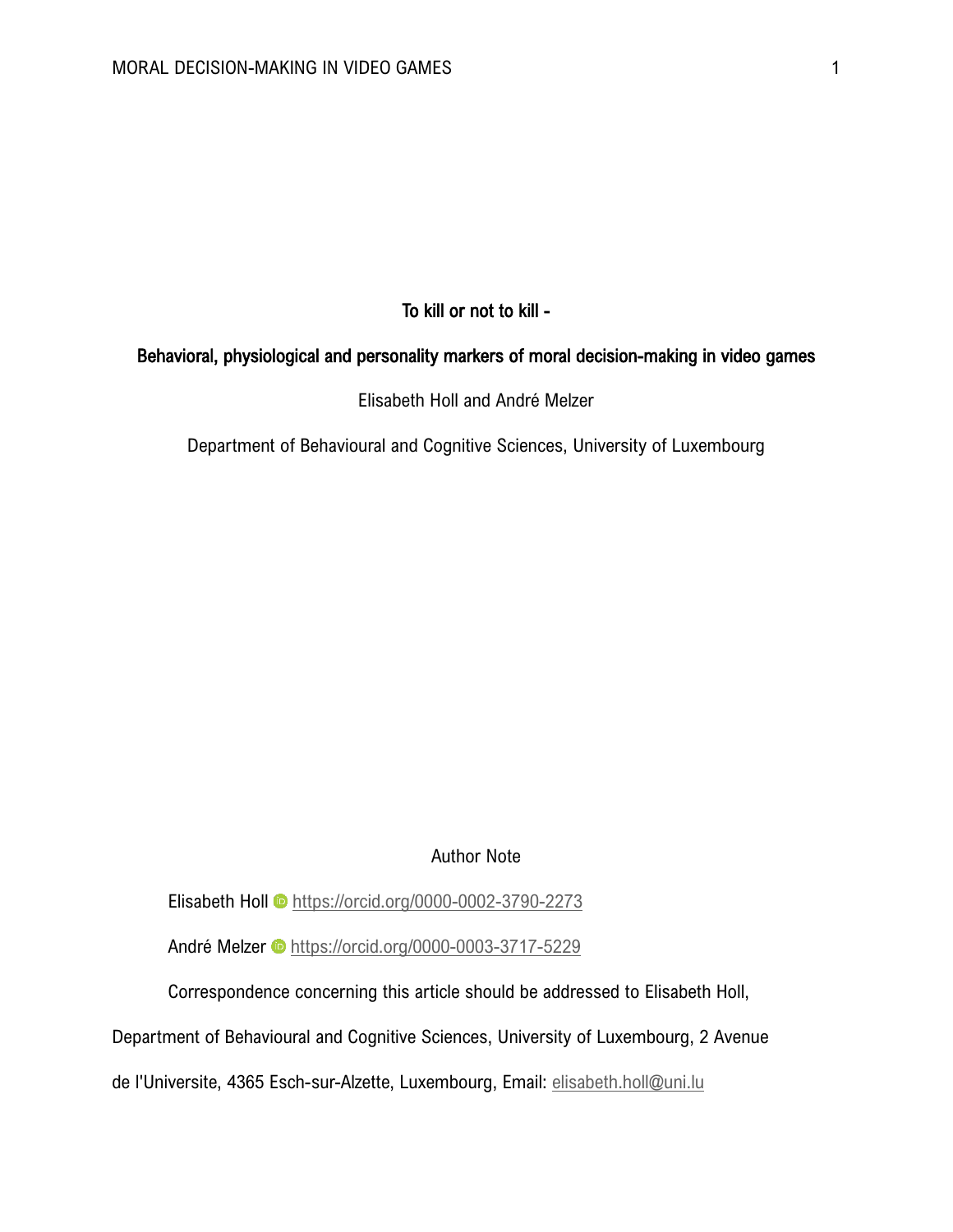# To kill or not to kill -

## Behavioral, physiological and personality markers of moral decision-making in video games

Elisabeth Holl and André Melzer

Department of Behavioural and Cognitive Sciences, University of Luxembourg

### Author Note

Elisabeth Holl https://orcid.org/0000-0002-3790-2273

André Melzer https://orcid.org/0000-0003-3717-5229

Correspondence concerning this article should be addressed to Elisabeth Holl, Department of Behavioural and Cognitive Sciences, University of Luxembourg, 2 Avenue de l'Universite, 4365 Esch-sur-Alzette, Luxembourg, Email: elisabeth.holl@uni.lu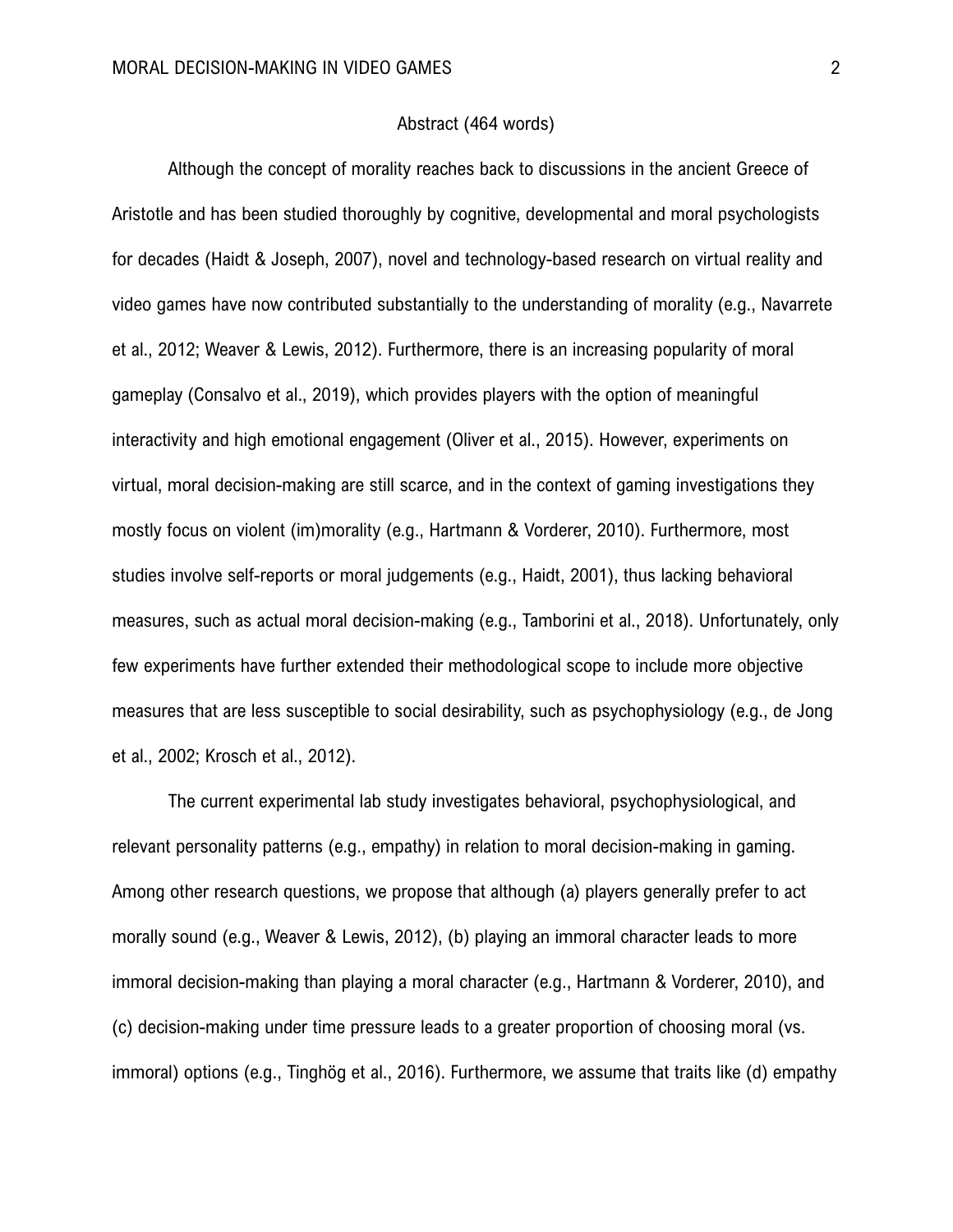Abstract (464 words)

Although the concept of morality reaches back to discussions in the ancient Greece of Aristotle and has been studied thoroughly by cognitive, developmental and moral psychologists for decades (Haidt & Joseph, 2007), novel and technology-based research on virtual reality and video games have now contributed substantially to the understanding of morality (e.g., Navarrete et al., 2012; Weaver & Lewis, 2012). Furthermore, there is an increasing popularity of moral gameplay (Consalvo et al., 2019), which provides players with the option of meaningful interactivity and high emotional engagement (Oliver et al., 2015). However, experiments on virtual, moral decision-making are still scarce, and in the context of gaming investigations they mostly focus on violent (im)morality (e.g., Hartmann & Vorderer, 2010). Furthermore, most studies involve self-reports or moral judgements (e.g., Haidt, 2001), thus lacking behavioral measures, such as actual moral decision-making (e.g., Tamborini et al., 2018). Unfortunately, only few experiments have further extended their methodological scope to include more objective measures that are less susceptible to social desirability, such as psychophysiology (e.g., de Jong et al., 2002; Krosch et al., 2012).

The current experimental lab study investigates behavioral, psychophysiological, and relevant personality patterns (e.g., empathy) in relation to moral decision-making in gaming. Among other research questions, we propose that although (a) players generally prefer to act morally sound (e.g., Weaver & Lewis, 2012), (b) playing an immoral character leads to more immoral decision-making than playing a moral character (e.g., Hartmann & Vorderer, 2010), and (c) decision-making under time pressure leads to a greater proportion of choosing moral (vs. immoral) options (e.g., Tinghög et al., 2016). Furthermore, we assume that traits like (d) empathy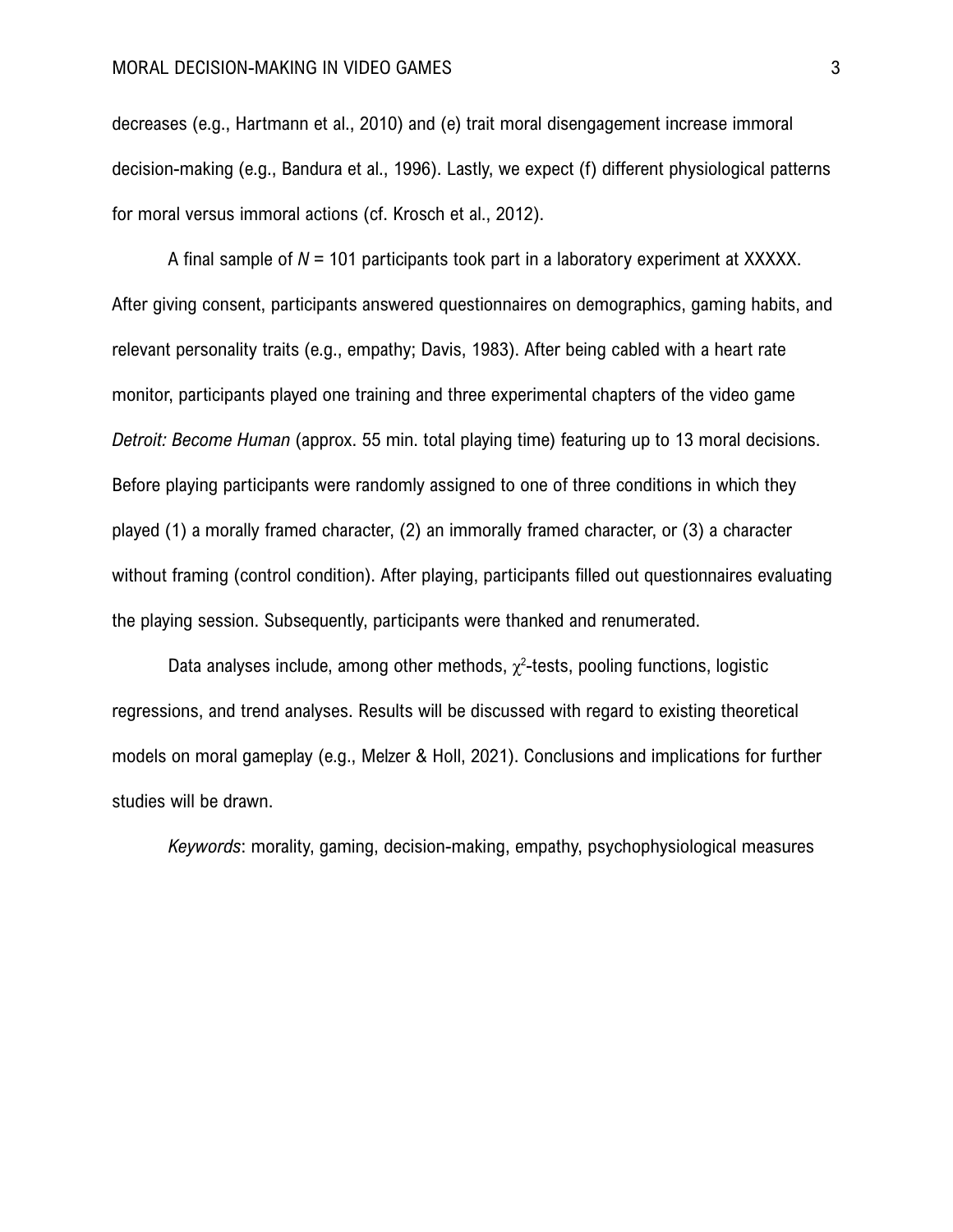decreases (e.g., Hartmann et al., 2010) and (e) trait moral disengagement increase immoral decision-making (e.g., Bandura et al., 1996). Lastly, we expect (f) different physiological patterns for moral versus immoral actions (cf. Krosch et al., 2012).

A final sample of $N$ = 101 participants took part in a laboratory experiment at XXXXX. After giving consent, participants answered questionnaires on demographics, gaming habits, and relevant personality traits (e.g., empathy; Davis, 1983). After being cabled with a heart rate monitor, participants played one training and three experimental chapters of the video game *Detroit: Become Human* (approx. 55 min. total playing time) featuring up to 13 moral decisions. Before playing participants were randomly assigned to one of three conditions in which they played (1) a morally framed character, (2) an immorally framed character, or (3) a character without framing (control condition). After playing, participants filled out questionnaires evaluating the playing session. Subsequently, participants were thanked and renumerated.

Data analyses include, among other methods, $\chi^2$-tests, pooling functions, logistic regressions, and trend analyses. Results will be discussed with regard to existing theoretical models on moral gameplay (e.g., Melzer & Holl, 2021). Conclusions and implications for further studies will be drawn.

*Keywords*: morality, gaming, decision-making, empathy, psychophysiological measures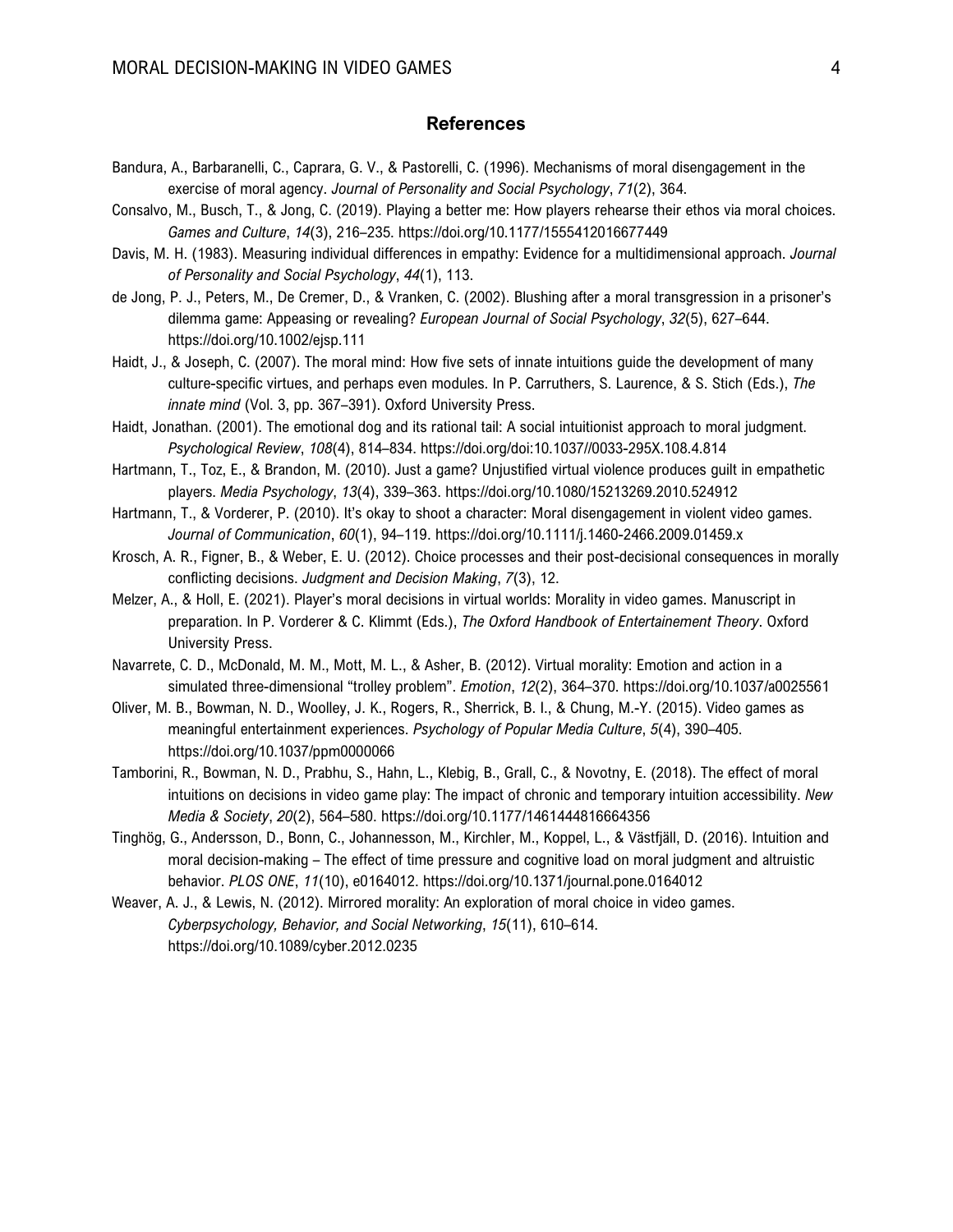## References

Bandura, A., Barbaranelli, C., Caprara, G. V., & Pastorelli, C. (1996). Mechanisms of moral disengagement in the exercise of moral agency. *Journal of Personality and Social Psychology*, *71*(2), 364.

Consalvo, M., Busch, T., & Jong, C. (2019). Playing a better me: How players rehearse their ethos via moral choices. *Games and Culture*, *14*(3), 216–235. https://doi.org/10.1177/1555412016677449

Davis, M. H. (1983). Measuring individual differences in empathy: Evidence for a multidimensional approach. *Journal of Personality and Social Psychology*, *44*(1), 113.

de Jong, P. J., Peters, M., De Cremer, D., & Vranken, C. (2002). Blushing after a moral transgression in a prisoner's dilemma game: Appeasing or revealing? *European Journal of Social Psychology*, *32*(5), 627–644. https://doi.org/10.1002/ejsp.111

Haidt, J., & Joseph, C. (2007). The moral mind: How five sets of innate intuitions guide the development of many culture-specific virtues, and perhaps even modules. In P. Carruthers, S. Laurence, & S. Stich (Eds.), *The innate mind* (Vol. 3, pp. 367–391). Oxford University Press.

Haidt, Jonathan. (2001). The emotional dog and its rational tail: A social intuitionist approach to moral judgment. *Psychological Review*, *108*(4), 814–834. https://doi.org/doi:10.1037//0033-295X.108.4.814

Hartmann, T., Toz, E., & Brandon, M. (2010). Just a game? Unjustified virtual violence produces guilt in empathetic players. *Media Psychology*, *13*(4), 339–363. https://doi.org/10.1080/15213269.2010.524912

Hartmann, T., & Vorderer, P. (2010). It's okay to shoot a character: Moral disengagement in violent video games. *Journal of Communication*, *60*(1), 94–119. https://doi.org/10.1111/j.1460-2466.2009.01459.x

Krosch, A. R., Figner, B., & Weber, E. U. (2012). Choice processes and their post-decisional consequences in morally conflicting decisions. *Judgment and Decision Making*, *7*(3), 12.

Melzer, A., & Holl, E. (2021). Player's moral decisions in virtual worlds: Morality in video games. Manuscript in preparation. In P. Vorderer & C. Klimmt (Eds.), *The Oxford Handbook of Entertainement Theory*. Oxford University Press.

Navarrete, C. D., McDonald, M. M., Mott, M. L., & Asher, B. (2012). Virtual morality: Emotion and action in a simulated three-dimensional "trolley problem". *Emotion*, *12*(2), 364–370. https://doi.org/10.1037/a0025561

Oliver, M. B., Bowman, N. D., Woolley, J. K., Rogers, R., Sherrick, B. I., & Chung, M.-Y. (2015). Video games as meaningful entertainment experiences. *Psychology of Popular Media Culture*, *5*(4), 390–405. https://doi.org/10.1037/ppm0000066

Tamborini, R., Bowman, N. D., Prabhu, S., Hahn, L., Klebig, B., Grall, C., & Novotny, E. (2018). The effect of moral intuitions on decisions in video game play: The impact of chronic and temporary intuition accessibility. *New Media & Society*, *20*(2), 564–580. https://doi.org/10.1177/1461444816664356

Tinghög, G., Andersson, D., Bonn, C., Johannesson, M., Kirchler, M., Koppel, L., & Västfjäll, D. (2016). Intuition and moral decision-making – The effect of time pressure and cognitive load on moral judgment and altruistic behavior. *PLOS ONE*, *11*(10), e0164012. https://doi.org/10.1371/journal.pone.0164012

Weaver, A. J., & Lewis, N. (2012). Mirrored morality: An exploration of moral choice in video games. *Cyberpsychology, Behavior, and Social Networking*, *15*(11), 610–614. https://doi.org/10.1089/cyber.2012.0235